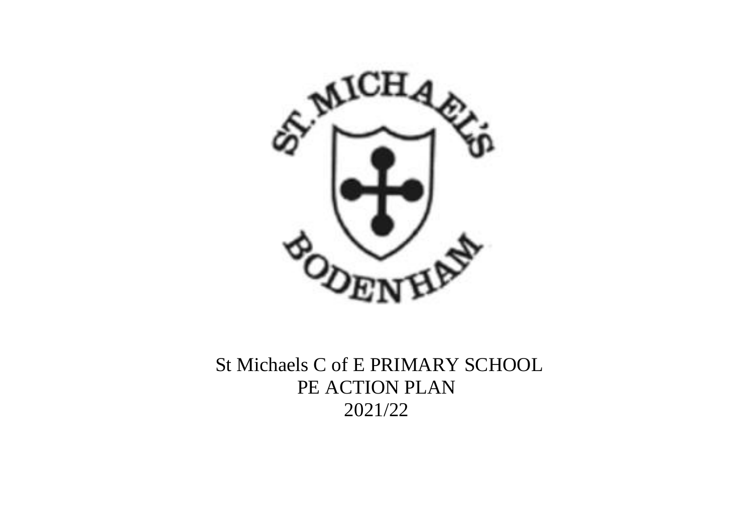St Michaels C of E PRIMARY SCHOOL
PE ACTION PLAN
2021/22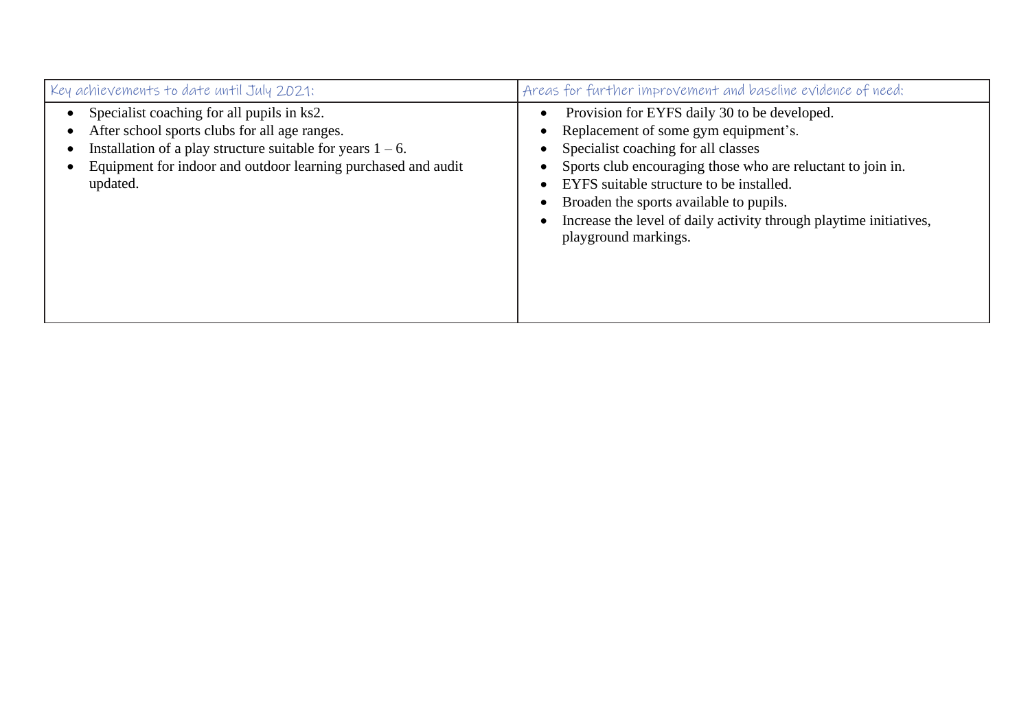| Key achievements to date until July 2021: | Areas for further improvement and baseline evidence of need: |
| --- | --- |
| • Specialist coaching for all pupils in ks2.<br>• After school sports clubs for all age ranges.<br>• Installation of a play structure suitable for years 1 – 6.<br>• Equipment for indoor and outdoor learning purchased and audit updated. | • Provision for EYFS daily 30 to be developed.<br>• Replacement of some gym equipment's.<br>• Specialist coaching for all classes<br>• Sports club encouraging those who are reluctant to join in.<br>• EYFS suitable structure to be installed.<br>• Broaden the sports available to pupils.<br>• Increase the level of daily activity through playtime initiatives, playground markings. |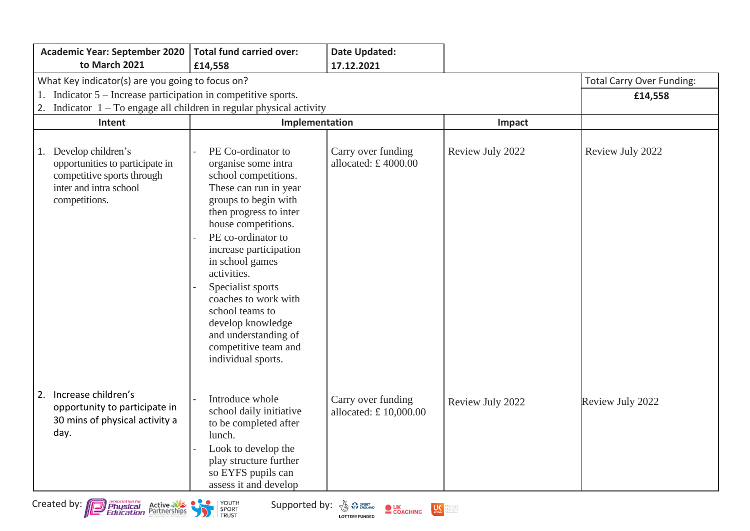| Academic Year: September 2020 to March 2021 | Total fund carried over: £14,558 | Date Updated: 17.12.2021 | | |
|---|---|---|---|---|
| What Key indicator(s) are you going to focus on?<br>1. Indicator 5 – Increase participation in competitive sports.<br>2. Indicator 1 – To engage all children in regular physical activity | | | | Total Carry Over Funding:<br>**£14,558** |
| **Intent** | **Implementation** | | **Impact** | |
| 1. Develop children's opportunities to participate in competitive sports through inter and intra school competitions. | - PE Co-ordinator to organise some intra school competitions. These can run in year groups to begin with then progress to inter house competitions.<br>- PE co-ordinator to increase participation in school games activities.<br>- Specialist sports coaches to work with school teams to develop knowledge and understanding of competitive team and individual sports. | Carry over funding allocated: £ 4000.00 | Review July 2022 | Review July 2022 |
| 2. Increase children's opportunity to participate in 30 mins of physical activity a day. | - Introduce whole school daily initiative to be completed after lunch.<br>- Look to develop the play structure further so EYFS pupils can assess it and develop | Carry over funding allocated: £ 10,000.00 | Review July 2022 | Review July 2022 |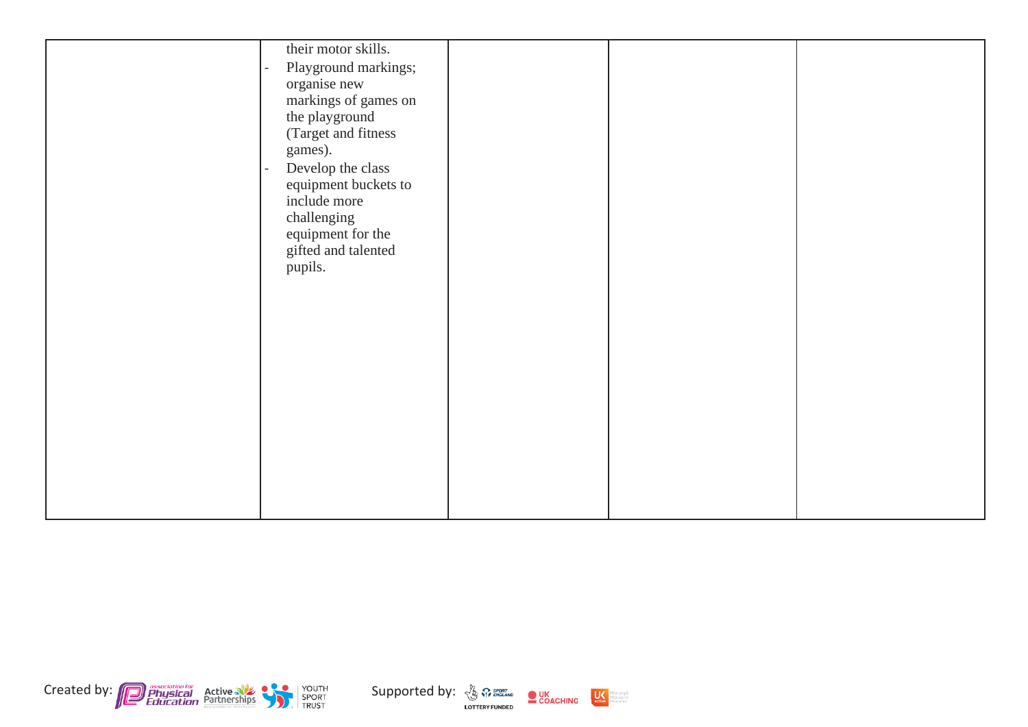| | | | | |
|---|---|---|---|---|
| | their motor skills.<br>- Playground markings; organise new markings of games on the playground (Target and fitness games).<br>- Develop the class equipment buckets to include more challenging equipment for the gifted and talented pupils. | | | |

Created by: association for Physical Education, Active Partnerships, Youth Sport Trust

Supported by: Sport England (Lottery Funded), UK Coaching, UK Active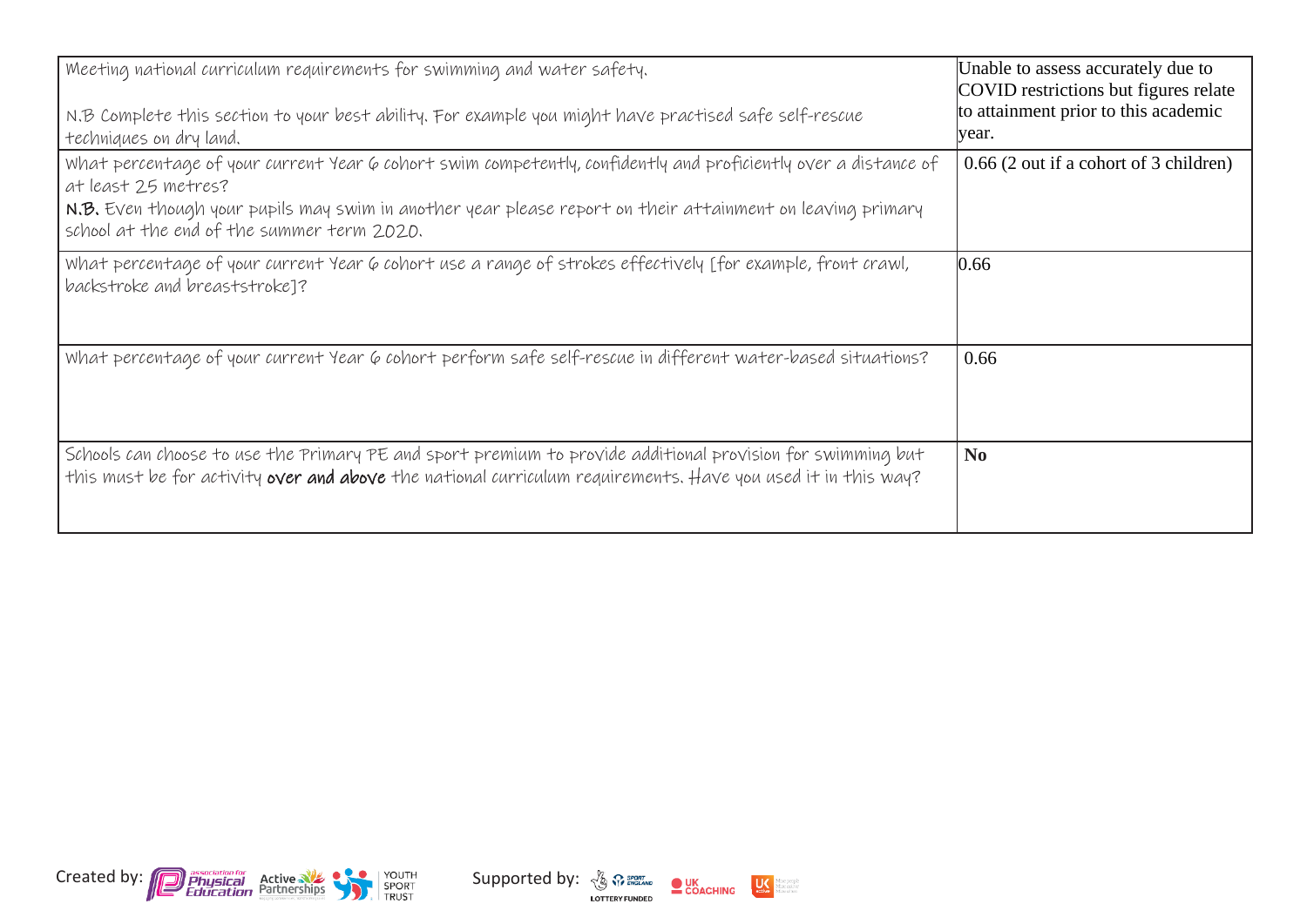| Meeting national curriculum requirements for swimming and water safety.<br><br>N.B Complete this section to your best ability. For example you might have practised safe self-rescue techniques on dry land. | Unable to assess accurately due to COVID restrictions but figures relate to attainment prior to this academic year. |
|---|---|
| What percentage of your current Year 6 cohort swim competently, confidently and proficiently over a distance of at least 25 metres?<br>**N.B.** Even though your pupils may swim in another year please report on their attainment on leaving primary school at the end of the summer term 2020. | 0.66 (2 out if a cohort of 3 children) |
| What percentage of your current Year 6 cohort use a range of strokes effectively [for example, front crawl, backstroke and breaststroke]? | 0.66 |
| What percentage of your current Year 6 cohort perform safe self-rescue in different water-based situations? | 0.66 |
| Schools can choose to use the Primary PE and sport premium to provide additional provision for swimming but this must be for activity **over and above** the national curriculum requirements. Have you used it in this way? | **No** |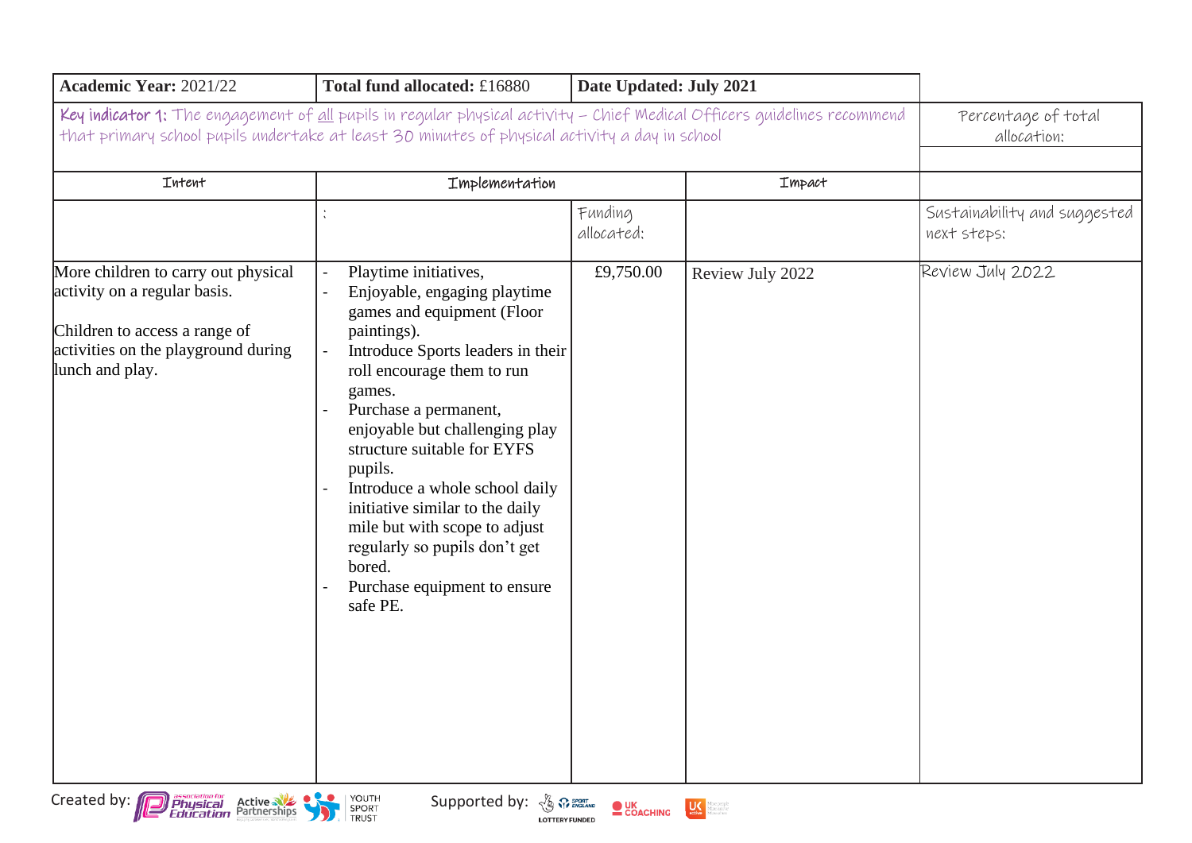| **Academic Year:** 2021/22 | **Total fund allocated:** £16880 | **Date Updated: July 2021** | | |
|---|---|---|---|---|
| **Key indicator 1:** The engagement of all pupils in regular physical activity – Chief Medical Officers guidelines recommend that primary school pupils undertake at least 30 minutes of physical activity a day in school | | | | Percentage of total allocation: |
| Intent | Implementation | | Impact | |
| | : | Funding allocated: | | Sustainability and suggested next steps: |
| More children to carry out physical activity on a regular basis.<br><br>Children to access a range of activities on the playground during lunch and play. | - Playtime initiatives,<br>- Enjoyable, engaging playtime games and equipment (Floor paintings).<br>- Introduce Sports leaders in their roll encourage them to run games.<br>- Purchase a permanent, enjoyable but challenging play structure suitable for EYFS pupils.<br>- Introduce a whole school daily initiative similar to the daily mile but with scope to adjust regularly so pupils don't get bored.<br>- Purchase equipment to ensure safe PE. | £9,750.00 | Review July 2022 | Review July 2022 |

Created by: association for Physical Education, Active Partnerships, Youth Sport Trust

Supported by: Sport England, Lottery Funded, UK Coaching, UK Active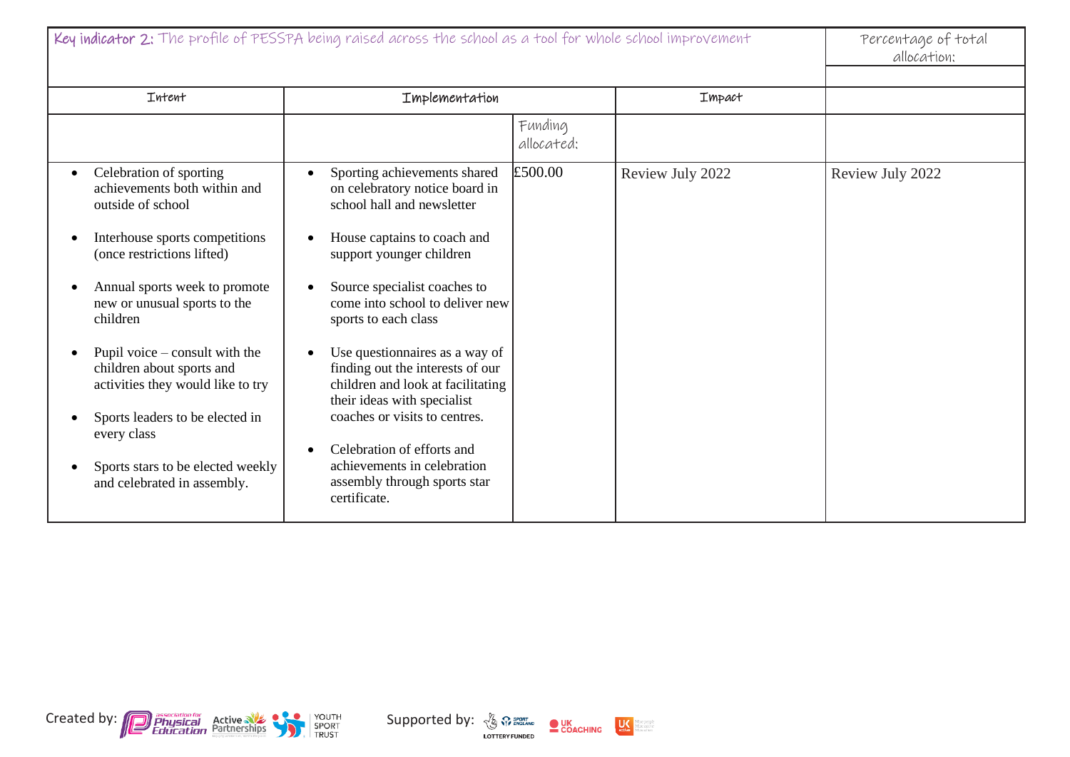| **Key indicator 2:** The profile of PESSPA being raised across the school as a tool for whole school improvement | | | | Percentage of total allocation: |
|---|---|---|---|---|
| | | | | |
| Intent | Implementation | | Impact | |
| | | Funding allocated: | | |
| • Celebration of sporting achievements both within and outside of school<br><br>• Interhouse sports competitions (once restrictions lifted)<br><br>• Annual sports week to promote new or unusual sports to the children<br><br>• Pupil voice – consult with the children about sports and activities they would like to try<br><br>• Sports leaders to be elected in every class<br><br>• Sports stars to be elected weekly and celebrated in assembly. | • Sporting achievements shared on celebratory notice board in school hall and newsletter<br><br>• House captains to coach and support younger children<br><br>• Source specialist coaches to come into school to deliver new sports to each class<br><br>• Use questionnaires as a way of finding out the interests of our children and look at facilitating their ideas with specialist coaches or visits to centres.<br><br>• Celebration of efforts and achievements in celebration assembly through sports star certificate. | £500.00 | Review July 2022 | Review July 2022 |

Created by: association for Physical Education, Active Partnerships, Youth Sport Trust

Supported by: Sport England Lottery Funded, UK Coaching, UK Active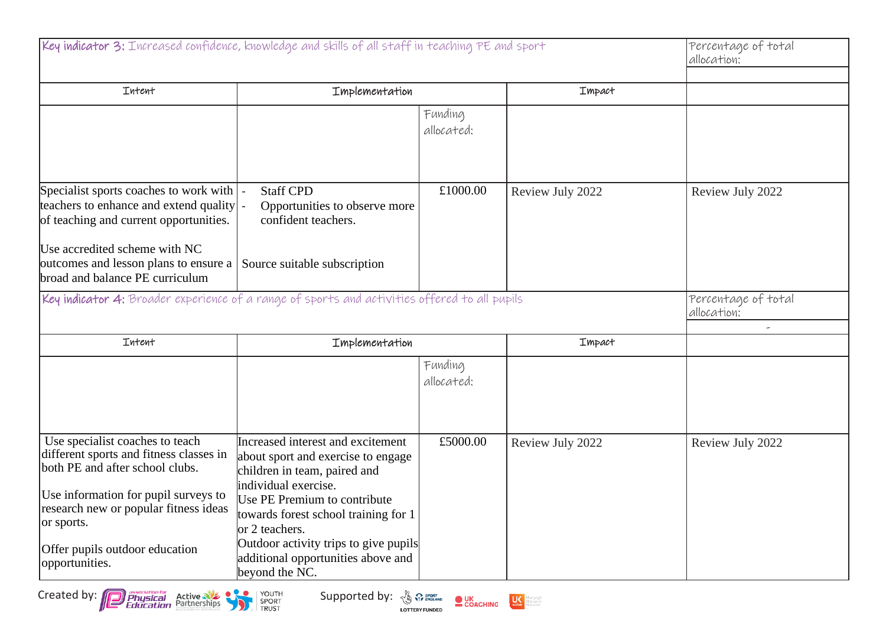| Key indicator 3: Increased confidence, knowledge and skills of all staff in teaching PE and sport | | | | Percentage of total allocation: |
|---|---|---|---|---|
| | | | | |
| Intent | Implementation | | Impact | |
| | | Funding allocated: | | |
| Specialist sports coaches to work with teachers to enhance and extend quality of teaching and current opportunities.<br><br>Use accredited scheme with NC outcomes and lesson plans to ensure a broad and balance PE curriculum | - Staff CPD<br>- Opportunities to observe more confident teachers.<br><br>Source suitable subscription | £1000.00 | Review July 2022 | Review July 2022 |

| Key indicator 4: Broader experience of a range of sports and activities offered to all pupils | | | | Percentage of total allocation: |
|---|---|---|---|---|
| | | | | - |
| Intent | Implementation | | Impact | |
| | | Funding allocated: | | |
| Use specialist coaches to teach different sports and fitness classes in both PE and after school clubs.<br><br>Use information for pupil surveys to research new or popular fitness ideas or sports.<br><br>Offer pupils outdoor education opportunities. | Increased interest and excitement about sport and exercise to engage children in team, paired and individual exercise.<br>Use PE Premium to contribute towards forest school training for 1 or 2 teachers.<br>Outdoor activity trips to give pupils additional opportunities above and beyond the NC. | £5000.00 | Review July 2022 | Review July 2022 |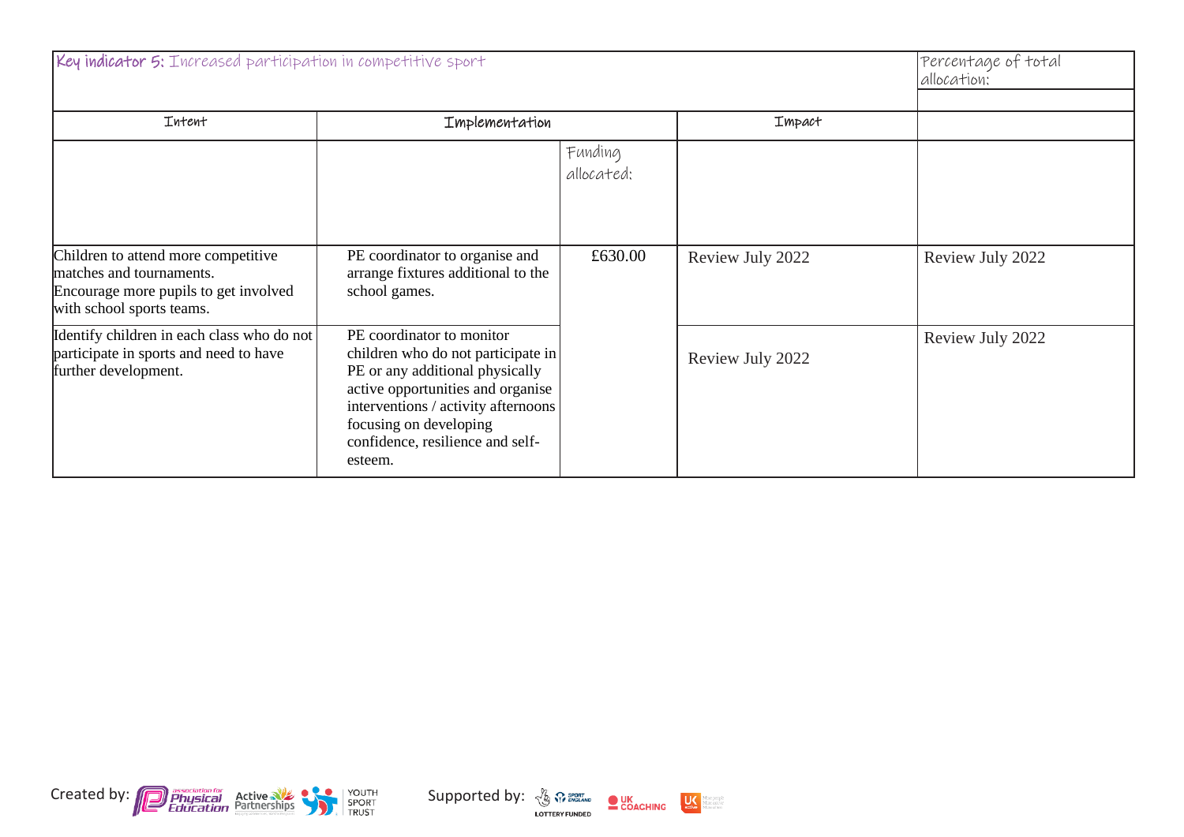| Key indicator 5: Increased participation in competitive sport | | | | Percentage of total allocation: |
|---|---|---|---|---|
| | | | | |
| Intent | Implementation | | Impact | |
| | | Funding allocated: | | |
| Children to attend more competitive matches and tournaments. Encourage more pupils to get involved with school sports teams. | PE coordinator to organise and arrange fixtures additional to the school games. | £630.00 | Review July 2022 | Review July 2022 |
| Identify children in each class who do not participate in sports and need to have further development. | PE coordinator to monitor children who do not participate in PE or any additional physically active opportunities and organise interventions / activity afternoons focusing on developing confidence, resilience and self-esteem. | | Review July 2022 | Review July 2022 |

Created by: association for Physical Education, Active Partnerships, Youth Sport Trust

Supported by: Sport England, Lottery Funded, UK Coaching, UK Active